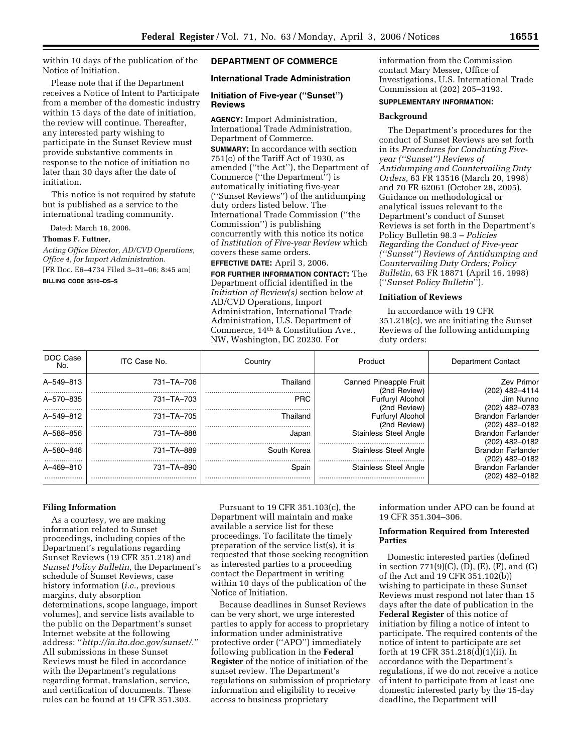within 10 days of the publication of the Notice of Initiation.

Please note that if the Department receives a Notice of Intent to Participate from a member of the domestic industry within 15 days of the date of initiation, the review will continue. Thereafter, any interested party wishing to participate in the Sunset Review must provide substantive comments in response to the notice of initiation no later than 30 days after the date of initiation.

This notice is not required by statute but is published as a service to the international trading community.

Dated: March 16, 2006.

**Thomas F. Futtner,**

*Acting Office Director, AD/CVD Operations, Office 4, for Import Administration.*

[FR Doc. E6–4734 Filed 3–31–06; 8:45 am]

**BILLING CODE 3510–DS–S**

## DEPARTMENT OF COMMERCE

### International Trade Administration

### Initiation of Five-year (''Sunset'') Reviews

**AGENCY:** Import Administration, International Trade Administration, Department of Commerce.

**SUMMARY:** In accordance with section 751(c) of the Tariff Act of 1930, as amended (''the Act''), the Department of Commerce (''the Department'') is automatically initiating five-year (''Sunset Reviews'') of the antidumping duty orders listed below. The International Trade Commission (''the Commission'') is publishing concurrently with this notice its notice of *Institution of Five-year Review* which covers these same orders.

**EFFECTIVE DATE:** April 3, 2006.

**FOR FURTHER INFORMATION CONTACT:** The Department official identified in the *Initiation of Review(s)* section below at AD/CVD Operations, Import Administration, International Trade Administration, U.S. Department of Commerce, 14th & Constitution Ave., NW, Washington, DC 20230. For information from the Commission contact Mary Messer, Office of Investigations, U.S. International Trade Commission at (202) 205–3193.

**SUPPLEMENTARY INFORMATION:**

**Background**

The Department's procedures for the conduct of Sunset Reviews are set forth in its *Procedures for Conducting Five-year (''Sunset'') Reviews of Antidumping and Countervailing Duty Orders*, 63 FR 13516 (March 20, 1998) and 70 FR 62061 (October 28, 2005). Guidance on methodological or analytical issues relevant to the Department's conduct of Sunset Reviews is set forth in the Department's Policy Bulletin 98.3 – *Policies Regarding the Conduct of Five-year (''Sunset'') Reviews of Antidumping and Countervailing Duty Orders; Policy Bulletin*, 63 FR 18871 (April 16, 1998) (''*Sunset Policy Bulletin*'').

**Initiation of Reviews**

In accordance with 19 CFR 351.218(c), we are initiating the Sunset Reviews of the following antidumping duty orders:

| DOC Case No. | ITC Case No. | Country | Product | Department Contact |
|---|---|---|---|---|
| A–549–813 | 731–TA–706 | Thailand | Canned Pineapple Fruit (2nd Review) | Zev Primor (202) 482–4114 |
| A–570–835 | 731–TA–703 | PRC | Furfuryl Alcohol (2nd Review) | Jim Nunno (202) 482–0783 |
| A–549–812 | 731–TA–705 | Thailand | Furfuryl Alcohol (2nd Review) | Brandon Farlander (202) 482–0182 |
| A–588–856 | 731–TA–888 | Japan | Stainless Steel Angle | Brandon Farlander (202) 482–0182 |
| A–580–846 | 731–TA–889 | South Korea | Stainless Steel Angle | Brandon Farlander (202) 482–0182 |
| A–469–810 | 731–TA–890 | Spain | Stainless Steel Angle | Brandon Farlander (202) 482–0182 |

**Filing Information**

As a courtesy, we are making information related to Sunset proceedings, including copies of the Department's regulations regarding Sunset Reviews (19 CFR 351.218) and *Sunset Policy Bulletin*, the Department's schedule of Sunset Reviews, case history information (*i.e.*, previous margins, duty absorption determinations, scope language, import volumes), and service lists available to the public on the Department's sunset Internet website at the following address: ''*http://ia.ita.doc.gov/sunset/*.'' All submissions in these Sunset Reviews must be filed in accordance with the Department's regulations regarding format, translation, service, and certification of documents. These rules can be found at 19 CFR 351.303.

Pursuant to 19 CFR 351.103(c), the Department will maintain and make available a service list for these proceedings. To facilitate the timely preparation of the service list(s), it is requested that those seeking recognition as interested parties to a proceeding contact the Department in writing within 10 days of the publication of the Notice of Initiation.

Because deadlines in Sunset Reviews can be very short, we urge interested parties to apply for access to proprietary information under administrative protective order (''APO'') immediately following publication in the **Federal Register** of the notice of initiation of the sunset review. The Department's regulations on submission of proprietary information and eligibility to receive access to business proprietary information under APO can be found at 19 CFR 351.304–306.

**Information Required from Interested Parties**

Domestic interested parties (defined in section 771(9)(C), (D), (E), (F), and (G) of the Act and 19 CFR 351.102(b)) wishing to participate in these Sunset Reviews must respond not later than 15 days after the date of publication in the **Federal Register** of this notice of initiation by filing a notice of intent to participate. The required contents of the notice of intent to participate are set forth at 19 CFR 351.218(d)(1)(ii). In accordance with the Department's regulations, if we do not receive a notice of intent to participate from at least one domestic interested party by the 15-day deadline, the Department will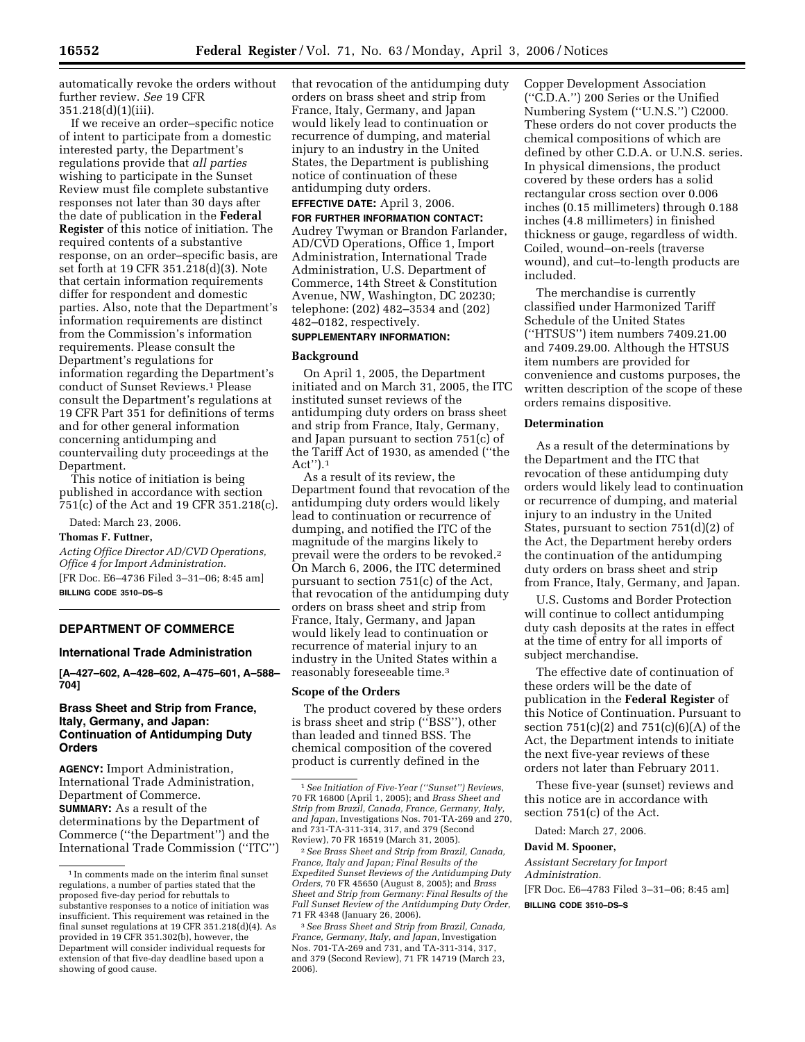automatically revoke the orders without further review. *See* 19 CFR 351.218(d)(1)(iii).

If we receive an order–specific notice of intent to participate from a domestic interested party, the Department's regulations provide that *all parties* wishing to participate in the Sunset Review must file complete substantive responses not later than 30 days after the date of publication in the **Federal Register** of this notice of initiation. The required contents of a substantive response, on an order–specific basis, are set forth at 19 CFR 351.218(d)(3). Note that certain information requirements differ for respondent and domestic parties. Also, note that the Department's information requirements are distinct from the Commission's information requirements. Please consult the Department's regulations for information regarding the Department's conduct of Sunset Reviews.[1] Please consult the Department's regulations at 19 CFR Part 351 for definitions of terms and for other general information concerning antidumping and countervailing duty proceedings at the Department.

This notice of initiation is being published in accordance with section 751(c) of the Act and 19 CFR 351.218(c).

Dated: March 23, 2006.

**Thomas F. Futtner,**

*Acting Office Director AD/CVD Operations, Office 4 for Import Administration.*

[FR Doc. E6–4736 Filed 3–31–06; 8:45 am]

**BILLING CODE 3510–DS–S**

[1] In comments made on the interim final sunset regulations, a number of parties stated that the proposed five-day period for rebuttals to substantive responses to a notice of initiation was insufficient. This requirement was retained in the final sunset regulations at 19 CFR 351.218(d)(4). As provided in 19 CFR 351.302(b), however, the Department will consider individual requests for extension of that five-day deadline based upon a showing of good cause.

---

## DEPARTMENT OF COMMERCE

### International Trade Administration

**[A–427–602, A–428–602, A–475–601, A–588–704]**

### Brass Sheet and Strip from France, Italy, Germany, and Japan: Continuation of Antidumping Duty Orders

**AGENCY:** Import Administration, International Trade Administration, Department of Commerce.

**SUMMARY:** As a result of the determinations by the Department of Commerce ("the Department") and the International Trade Commission ("ITC") that revocation of the antidumping duty orders on brass sheet and strip from France, Italy, Germany, and Japan would likely lead to continuation or recurrence of dumping, and material injury to an industry in the United States, the Department is publishing notice of continuation of these antidumping duty orders.

**EFFECTIVE DATE:** April 3, 2006.

**FOR FURTHER INFORMATION CONTACT:** Audrey Twyman or Brandon Farlander, AD/CVD Operations, Office 1, Import Administration, International Trade Administration, U.S. Department of Commerce, 14th Street & Constitution Avenue, NW, Washington, DC 20230; telephone: (202) 482–3534 and (202) 482–0182, respectively.

**SUPPLEMENTARY INFORMATION:**

**Background**

On April 1, 2005, the Department initiated and on March 31, 2005, the ITC instituted sunset reviews of the antidumping duty orders on brass sheet and strip from France, Italy, Germany, and Japan pursuant to section 751(c) of the Tariff Act of 1930, as amended ("the Act").[1]

As a result of its review, the Department found that revocation of the antidumping duty orders would likely lead to continuation or recurrence of dumping, and notified the ITC of the magnitude of the margins likely to prevail were the orders to be revoked.[2] On March 6, 2006, the ITC determined pursuant to section 751(c) of the Act, that revocation of the antidumping duty orders on brass sheet and strip from France, Italy, Germany, and Japan would likely lead to continuation or recurrence of material injury to an industry in the United States within a reasonably foreseeable time.[3]

**Scope of the Orders**

The product covered by these orders is brass sheet and strip ("BSS"), other than leaded and tinned BSS. The chemical composition of the covered product is currently defined in the Copper Development Association ("C.D.A.") 200 Series or the Unified Numbering System ("U.N.S.") C2000. These orders do not cover products the chemical compositions of which are defined by other C.D.A. or U.N.S. series. In physical dimensions, the product covered by these orders has a solid rectangular cross section over 0.006 inches (0.15 millimeters) through 0.188 inches (4.8 millimeters) in finished thickness or gauge, regardless of width. Coiled, wound–on-reels (traverse wound), and cut–to-length products are included.

The merchandise is currently classified under Harmonized Tariff Schedule of the United States ("HTSUS") item numbers 7409.21.00 and 7409.29.00. Although the HTSUS item numbers are provided for convenience and customs purposes, the written description of the scope of these orders remains dispositive.

**Determination**

As a result of the determinations by the Department and the ITC that revocation of these antidumping duty orders would likely lead to continuation or recurrence of dumping, and material injury to an industry in the United States, pursuant to section 751(d)(2) of the Act, the Department hereby orders the continuation of the antidumping duty orders on brass sheet and strip from France, Italy, Germany, and Japan.

U.S. Customs and Border Protection will continue to collect antidumping duty cash deposits at the rates in effect at the time of entry for all imports of subject merchandise.

The effective date of continuation of these orders will be the date of publication in the **Federal Register** of this Notice of Continuation. Pursuant to section 751(c)(2) and 751(c)(6)(A) of the Act, the Department intends to initiate the next five-year reviews of these orders not later than February 2011.

These five-year (sunset) reviews and this notice are in accordance with section 751(c) of the Act.

Dated: March 27, 2006.

**David M. Spooner,**

*Assistant Secretary for Import Administration.*

[FR Doc. E6–4783 Filed 3–31–06; 8:45 am]

**BILLING CODE 3510–DS–S**

[1] *See Initiation of Five-Year ("Sunset") Reviews*, 70 FR 16800 (April 1, 2005); and *Brass Sheet and Strip from Brazil, Canada, France, Germany, Italy, and Japan*, Investigations Nos. 701-TA-269 and 270, and 731-TA-311-314, 317, and 379 (Second Review), 70 FR 16519 (March 31, 2005).

[2] *See Brass Sheet and Strip from Brazil, Canada, France, Italy and Japan; Final Results of the Expedited Sunset Reviews of the Antidumping Duty Orders*, 70 FR 45650 (August 8, 2005); and *Brass Sheet and Strip from Germany: Final Results of the Full Sunset Review of the Antidumping Duty Order*, 71 FR 4348 (January 26, 2006).

[3] *See Brass Sheet and Strip from Brazil, Canada, France, Germany, Italy, and Japan*, Investigation Nos. 701-TA-269 and 731, and TA-311-314, 317, and 379 (Second Review), 71 FR 14719 (March 23, 2006).